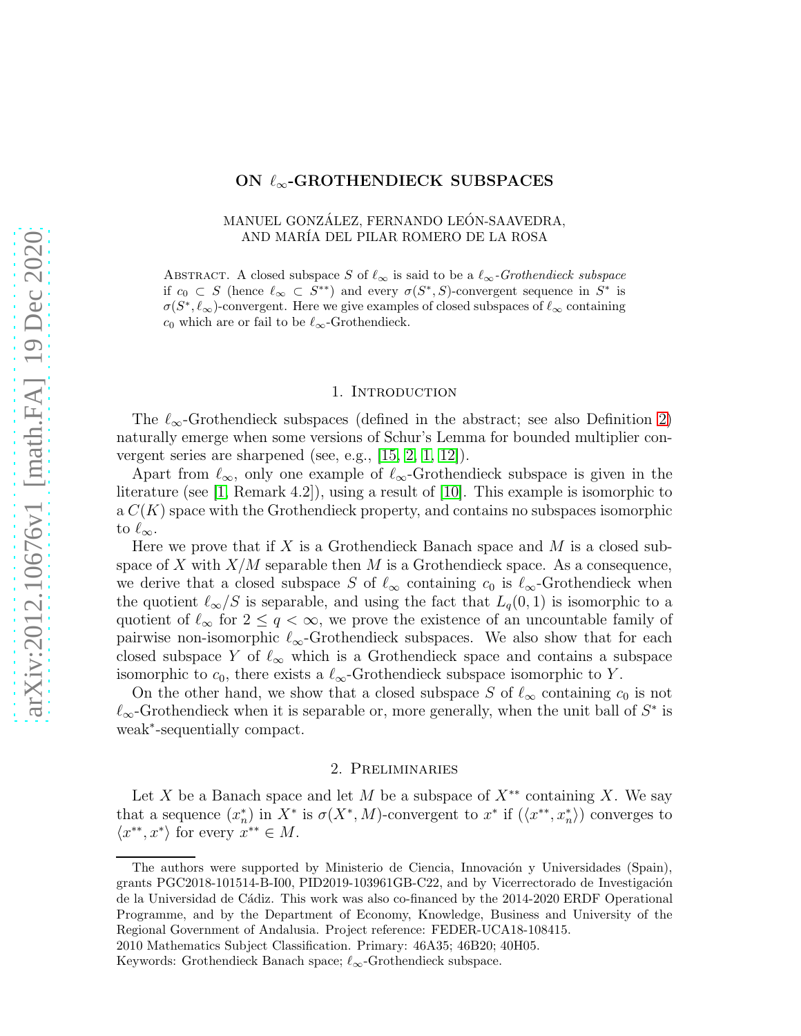# ON $\ell_\infty$-GROTHENDIECK SUBSPACES

MANUEL GONZÁLEZ, FERNANDO LEÓN-SAAVEDRA, AND MARÍA DEL PILAR ROMERO DE LA ROSA

Abstract. A closed subspace $S$ of $\ell_\infty$ is said to be a *$\ell_\infty$-Grothendieck subspace* if $c_0 \subset S$ (hence $\ell_\infty \subset S^{**}$) and every $\sigma(S^*, S)$-convergent sequence in $S^*$ is $\sigma(S^*, \ell_\infty)$-convergent. Here we give examples of closed subspaces of $\ell_\infty$ containing $c_0$ which are or fail to be $\ell_\infty$-Grothendieck.

## 1. Introduction

The $\ell_\infty$-Grothendieck subspaces (defined in the abstract; see also Definition 2) naturally emerge when some versions of Schur's Lemma for bounded multiplier convergent series are sharpened (see, e.g., [15, 2, 1, 12]).

Apart from $\ell_\infty$, only one example of $\ell_\infty$-Grothendieck subspace is given in the literature (see [1, Remark 4.2]), using a result of [10]. This example is isomorphic to a $C(K)$ space with the Grothendieck property, and contains no subspaces isomorphic to $\ell_\infty$.

Here we prove that if $X$ is a Grothendieck Banach space and $M$ is a closed subspace of $X$ with $X/M$ separable then $M$ is a Grothendieck space. As a consequence, we derive that a closed subspace $S$ of $\ell_\infty$ containing $c_0$ is $\ell_\infty$-Grothendieck when the quotient $\ell_\infty/S$ is separable, and using the fact that $L_q(0,1)$ is isomorphic to a quotient of $\ell_\infty$ for $2 \leq q < \infty$, we prove the existence of an uncountable family of pairwise non-isomorphic $\ell_\infty$-Grothendieck subspaces. We also show that for each closed subspace $Y$ of $\ell_\infty$ which is a Grothendieck space and contains a subspace isomorphic to $c_0$, there exists a $\ell_\infty$-Grothendieck subspace isomorphic to $Y$.

On the other hand, we show that a closed subspace $S$ of $\ell_\infty$ containing $c_0$ is not $\ell_\infty$-Grothendieck when it is separable or, more generally, when the unit ball of $S^*$ is weak*-sequentially compact.

## 2. Preliminaries

Let $X$ be a Banach space and let $M$ be a subspace of $X^{**}$ containing $X$. We say that a sequence $(x_n^*)$ in $X^*$ is $\sigma(X^*, M)$-convergent to $x^*$ if $(\langle x^{**}, x_n^* \rangle)$ converges to $\langle x^{**}, x^* \rangle$ for every $x^{**} \in M$.

---

The authors were supported by Ministerio de Ciencia, Innovación y Universidades (Spain), grants PGC2018-101514-B-I00, PID2019-103961GB-C22, and by Vicerrectorado de Investigación de la Universidad de Cádiz. This work was also co-financed by the 2014-2020 ERDF Operational Programme, and by the Department of Economy, Knowledge, Business and University of the Regional Government of Andalusia. Project reference: FEDER-UCA18-108415.

2010 Mathematics Subject Classification. Primary: 46A35; 46B20; 40H05.

Keywords: Grothendieck Banach space; $\ell_\infty$-Grothendieck subspace.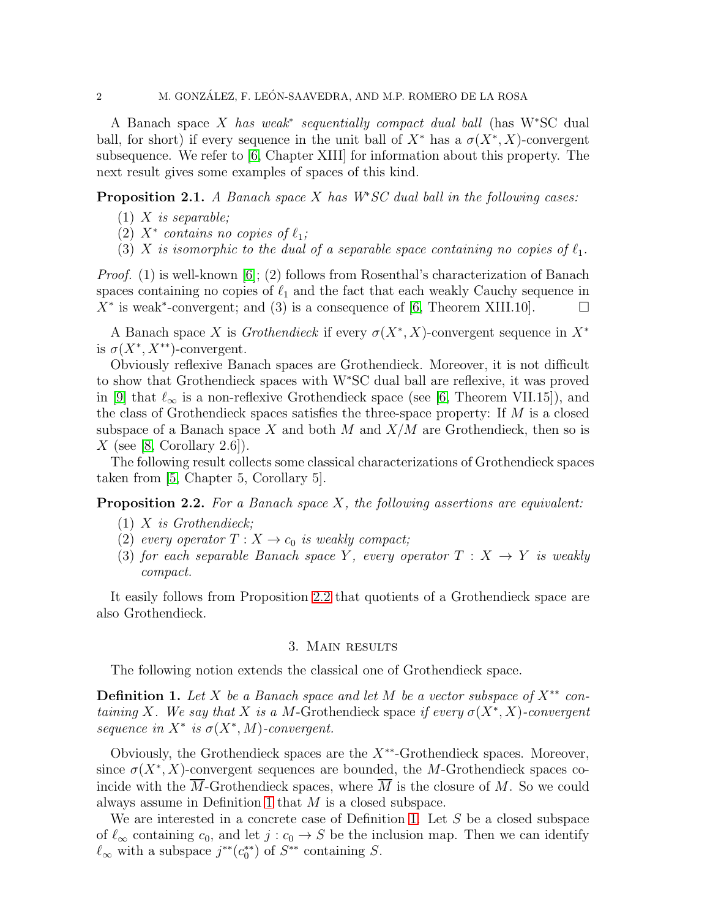A Banach space $X$ *has weak$^*$ sequentially compact dual ball* (has W$^*$SC dual ball, for short) if every sequence in the unit ball of $X^*$ has a $\sigma(X^*, X)$-convergent subsequence. We refer to [6, Chapter XIII] for information about this property. The next result gives some examples of spaces of this kind.

**Proposition 2.1.** *A Banach space $X$ has W*SC dual ball in the following cases:*

1. *$X$ is separable;*
2. *$X^*$ contains no copies of $\ell_1$;*
3. *$X$ is isomorphic to the dual of a separable space containing no copies of $\ell_1$.*

*Proof.* (1) is well-known [6]; (2) follows from Rosenthal's characterization of Banach spaces containing no copies of $\ell_1$ and the fact that each weakly Cauchy sequence in $X^*$ is weak$^*$-convergent; and (3) is a consequence of [6, Theorem XIII.10]. □

A Banach space $X$ is *Grothendieck* if every $\sigma(X^*, X)$-convergent sequence in $X^*$ is $\sigma(X^*, X^{**})$-convergent.

Obviously reflexive Banach spaces are Grothendieck. Moreover, it is not difficult to show that Grothendieck spaces with W$^*$SC dual ball are reflexive, it was proved in [9] that $\ell_\infty$ is a non-reflexive Grothendieck space (see [6, Theorem VII.15]), and the class of Grothendieck spaces satisfies the three-space property: If $M$ is a closed subspace of a Banach space $X$ and both $M$ and $X/M$ are Grothendieck, then so is $X$ (see [8, Corollary 2.6]).

The following result collects some classical characterizations of Grothendieck spaces taken from [5, Chapter 5, Corollary 5].

**Proposition 2.2.** *For a Banach space $X$, the following assertions are equivalent:*

1. *$X$ is Grothendieck;*
2. *every operator $T : X \to c_0$ is weakly compact;*
3. *for each separable Banach space $Y$, every operator $T : X \to Y$ is weakly compact.*

It easily follows from Proposition 2.2 that quotients of a Grothendieck space are also Grothendieck.

## 3. Main results

The following notion extends the classical one of Grothendieck space.

**Definition 1.** *Let $X$ be a Banach space and let $M$ be a vector subspace of $X^{**}$ containing $X$. We say that $X$ is a $M$-*Grothendieck space *if every $\sigma(X^*, X)$-convergent sequence in $X^*$ is $\sigma(X^*, M)$-convergent.*

Obviously, the Grothendieck spaces are the $X^{**}$-Grothendieck spaces. Moreover, since $\sigma(X^*, X)$-convergent sequences are bounded, the $M$-Grothendieck spaces coincide with the $\overline{M}$-Grothendieck spaces, where $\overline{M}$ is the closure of $M$. So we could always assume in Definition 1 that $M$ is a closed subspace.

We are interested in a concrete case of Definition 1. Let $S$ be a closed subspace of $\ell_\infty$ containing $c_0$, and let $j : c_0 \to S$ be the inclusion map. Then we can identify $\ell_\infty$ with a subspace $j^{**}(c_0^{**})$ of $S^{**}$ containing $S$.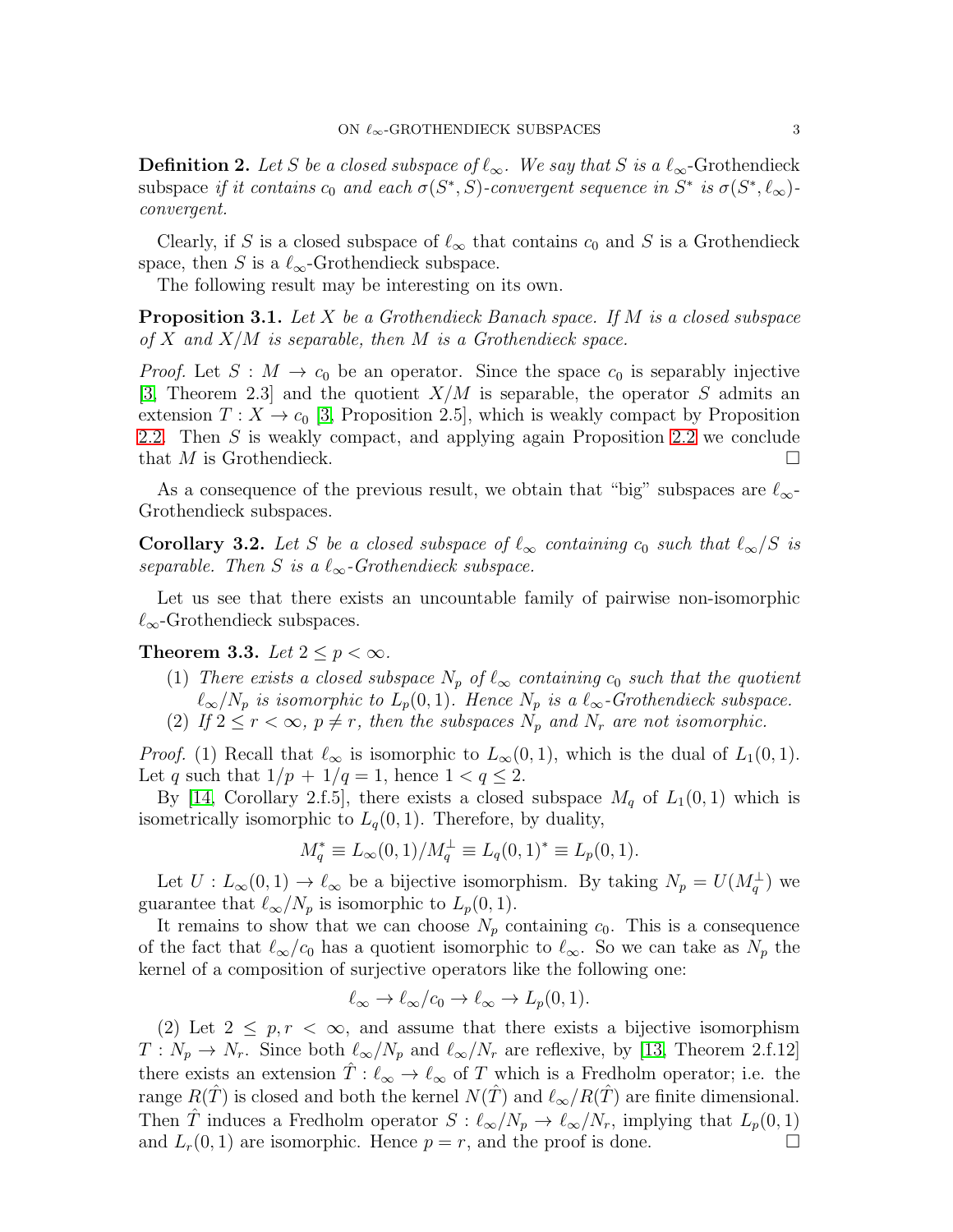**Definition 2.** *Let $S$ be a closed subspace of $\ell_\infty$. We say that $S$ is a $\ell_\infty$-*Grothendieck subspace *if it contains $c_0$ and each $\sigma(S^*, S)$-convergent sequence in $S^*$ is $\sigma(S^*, \ell_\infty)$-convergent.*

Clearly, if $S$ is a closed subspace of $\ell_\infty$ that contains $c_0$ and $S$ is a Grothendieck space, then $S$ is a $\ell_\infty$-Grothendieck subspace.

The following result may be interesting on its own.

**Proposition 3.1.** *Let $X$ be a Grothendieck Banach space. If $M$ is a closed subspace of $X$ and $X/M$ is separable, then $M$ is a Grothendieck space.*

*Proof.* Let $S : M \to c_0$ be an operator. Since the space $c_0$ is separably injective [3, Theorem 2.3] and the quotient $X/M$ is separable, the operator $S$ admits an extension $T : X \to c_0$ [3, Proposition 2.5], which is weakly compact by Proposition 2.2. Then $S$ is weakly compact, and applying again Proposition 2.2 we conclude that $M$ is Grothendieck. $\square$

As a consequence of the previous result, we obtain that "big" subspaces are $\ell_\infty$-Grothendieck subspaces.

**Corollary 3.2.** *Let $S$ be a closed subspace of $\ell_\infty$ containing $c_0$ such that $\ell_\infty/S$ is separable. Then $S$ is a $\ell_\infty$-Grothendieck subspace.*

Let us see that there exists an uncountable family of pairwise non-isomorphic $\ell_\infty$-Grothendieck subspaces.

**Theorem 3.3.** *Let $2 \le p < \infty$.*

1. *There exists a closed subspace $N_p$ of $\ell_\infty$ containing $c_0$ such that the quotient $\ell_\infty/N_p$ is isomorphic to $L_p(0,1)$. Hence $N_p$ is a $\ell_\infty$-Grothendieck subspace.*
2. *If $2 \le r < \infty$, $p \ne r$, then the subspaces $N_p$ and $N_r$ are not isomorphic.*

*Proof.* (1) Recall that $\ell_\infty$ is isomorphic to $L_\infty(0,1)$, which is the dual of $L_1(0,1)$. Let $q$ such that $1/p + 1/q = 1$, hence $1 < q \le 2$.

By [14, Corollary 2.f.5], there exists a closed subspace $M_q$ of $L_1(0,1)$ which is isometrically isomorphic to $L_q(0,1)$. Therefore, by duality,

$$M_q^* \equiv L_\infty(0,1)/M_q^\perp \equiv L_q(0,1)^* \equiv L_p(0,1).$$

Let $U : L_\infty(0,1) \to \ell_\infty$ be a bijective isomorphism. By taking $N_p = U(M_q^\perp)$ we guarantee that $\ell_\infty/N_p$ is isomorphic to $L_p(0,1)$.

It remains to show that we can choose $N_p$ containing $c_0$. This is a consequence of the fact that $\ell_\infty/c_0$ has a quotient isomorphic to $\ell_\infty$. So we can take as $N_p$ the kernel of a composition of surjective operators like the following one:

$$\ell_\infty \to \ell_\infty/c_0 \to \ell_\infty \to L_p(0,1).$$

(2) Let $2 \le p, r < \infty$, and assume that there exists a bijective isomorphism $T : N_p \to N_r$. Since both $\ell_\infty/N_p$ and $\ell_\infty/N_r$ are reflexive, by [13, Theorem 2.f.12] there exists an extension $\hat{T} : \ell_\infty \to \ell_\infty$ of $T$ which is a Fredholm operator; i.e. the range $R(\hat{T})$ is closed and both the kernel $N(\hat{T})$ and $\ell_\infty/R(\hat{T})$ are finite dimensional. Then $\hat{T}$ induces a Fredholm operator $S : \ell_\infty/N_p \to \ell_\infty/N_r$, implying that $L_p(0,1)$ and $L_r(0,1)$ are isomorphic. Hence $p = r$, and the proof is done. $\square$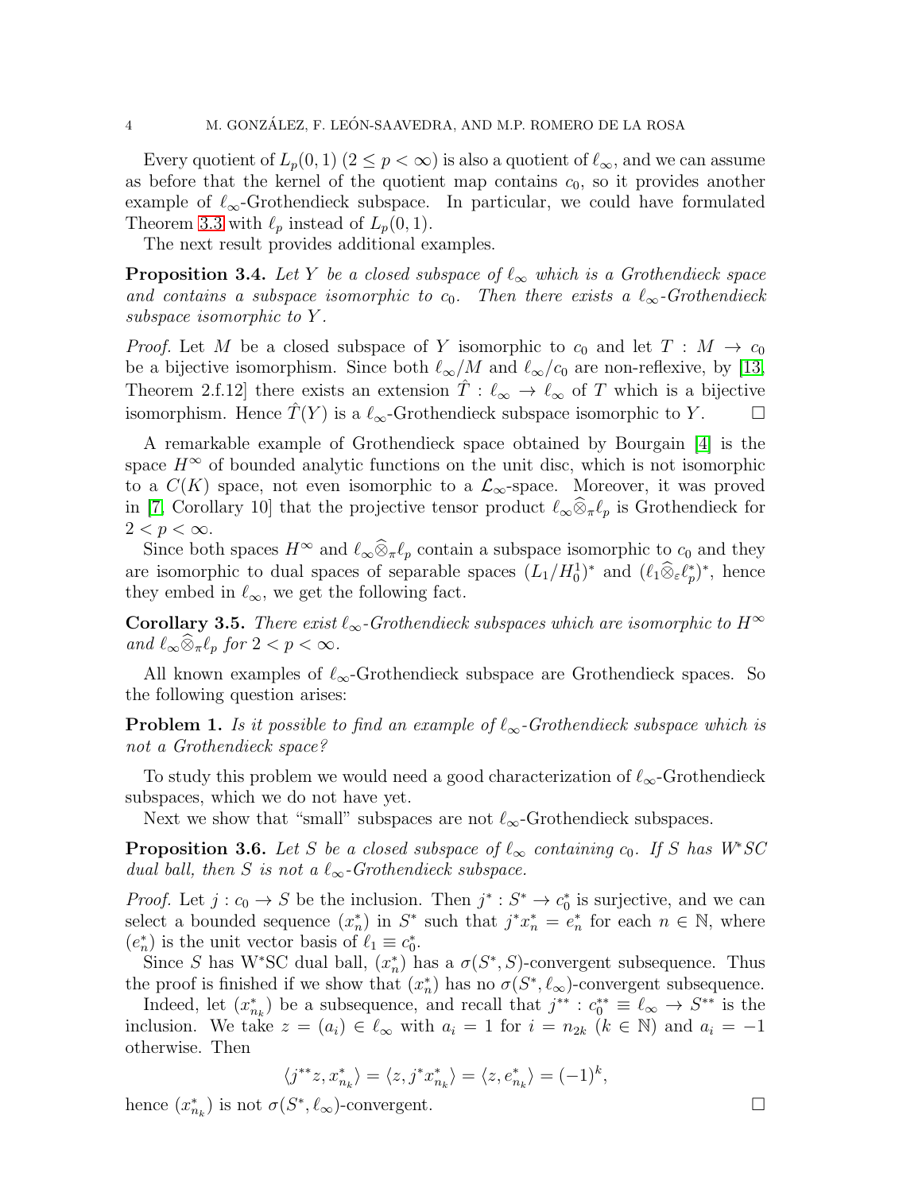Every quotient of $L_p(0,1)$ ($2 \leq p < \infty$) is also a quotient of $\ell_\infty$, and we can assume as before that the kernel of the quotient map contains $c_0$, so it provides another example of $\ell_\infty$-Grothendieck subspace. In particular, we could have formulated Theorem 3.3 with $\ell_p$ instead of $L_p(0,1)$.

The next result provides additional examples.

**Proposition 3.4.** *Let $Y$ be a closed subspace of $\ell_\infty$ which is a Grothendieck space and contains a subspace isomorphic to $c_0$. Then there exists a $\ell_\infty$-Grothendieck subspace isomorphic to $Y$.*

*Proof.* Let $M$ be a closed subspace of $Y$ isomorphic to $c_0$ and let $T : M \to c_0$ be a bijective isomorphism. Since both $\ell_\infty/M$ and $\ell_\infty/c_0$ are non-reflexive, by [13, Theorem 2.f.12] there exists an extension $\hat{T} : \ell_\infty \to \ell_\infty$ of $T$ which is a bijective isomorphism. Hence $\hat{T}(Y)$ is a $\ell_\infty$-Grothendieck subspace isomorphic to $Y$. □

A remarkable example of Grothendieck space obtained by Bourgain [4] is the space $H^\infty$ of bounded analytic functions on the unit disc, which is not isomorphic to a $C(K)$ space, not even isomorphic to a $\mathcal{L}_\infty$-space. Moreover, it was proved in [7, Corollary 10] that the projective tensor product $\ell_\infty \widehat{\otimes}_\pi \ell_p$ is Grothendieck for $2 < p < \infty$.

Since both spaces $H^\infty$ and $\ell_\infty \widehat{\otimes}_\pi \ell_p$ contain a subspace isomorphic to $c_0$ and they are isomorphic to dual spaces of separable spaces $(L_1/H_0^1)^*$ and $(\ell_1 \widehat{\otimes}_\varepsilon \ell_p^*)^*$, hence they embed in $\ell_\infty$, we get the following fact.

**Corollary 3.5.** *There exist $\ell_\infty$-Grothendieck subspaces which are isomorphic to $H^\infty$ and $\ell_\infty \widehat{\otimes}_\pi \ell_p$ for $2 < p < \infty$.*

All known examples of $\ell_\infty$-Grothendieck subspace are Grothendieck spaces. So the following question arises:

**Problem 1.** *Is it possible to find an example of $\ell_\infty$-Grothendieck subspace which is not a Grothendieck space?*

To study this problem we would need a good characterization of $\ell_\infty$-Grothendieck subspaces, which we do not have yet.

Next we show that "small" subspaces are not $\ell_\infty$-Grothendieck subspaces.

**Proposition 3.6.** *Let $S$ be a closed subspace of $\ell_\infty$ containing $c_0$. If $S$ has W\*SC dual ball, then $S$ is not a $\ell_\infty$-Grothendieck subspace.*

*Proof.* Let $j : c_0 \to S$ be the inclusion. Then $j^* : S^* \to c_0^*$ is surjective, and we can select a bounded sequence $(x_n^*)$ in $S^*$ such that $j^* x_n^* = e_n^*$ for each $n \in \mathbb{N}$, where $(e_n^*)$ is the unit vector basis of $\ell_1 \equiv c_0^*$.

Since $S$ has W\*SC dual ball, $(x_n^*)$ has a $\sigma(S^*, S)$-convergent subsequence. Thus the proof is finished if we show that $(x_n^*)$ has no $\sigma(S^*, \ell_\infty)$-convergent subsequence.

Indeed, let $(x_{n_k}^*)$ be a subsequence, and recall that $j^{**} : c_0^{**} \equiv \ell_\infty \to S^{**}$ is the inclusion. We take $z = (a_i) \in \ell_\infty$ with $a_i = 1$ for $i = n_{2k}$ ($k \in \mathbb{N}$) and $a_i = -1$ otherwise. Then

$$\langle j^{**} z, x_{n_k}^* \rangle = \langle z, j^* x_{n_k}^* \rangle = \langle z, e_{n_k}^* \rangle = (-1)^k,$$

hence $(x_{n_k}^*)$ is not $\sigma(S^*, \ell_\infty)$-convergent. □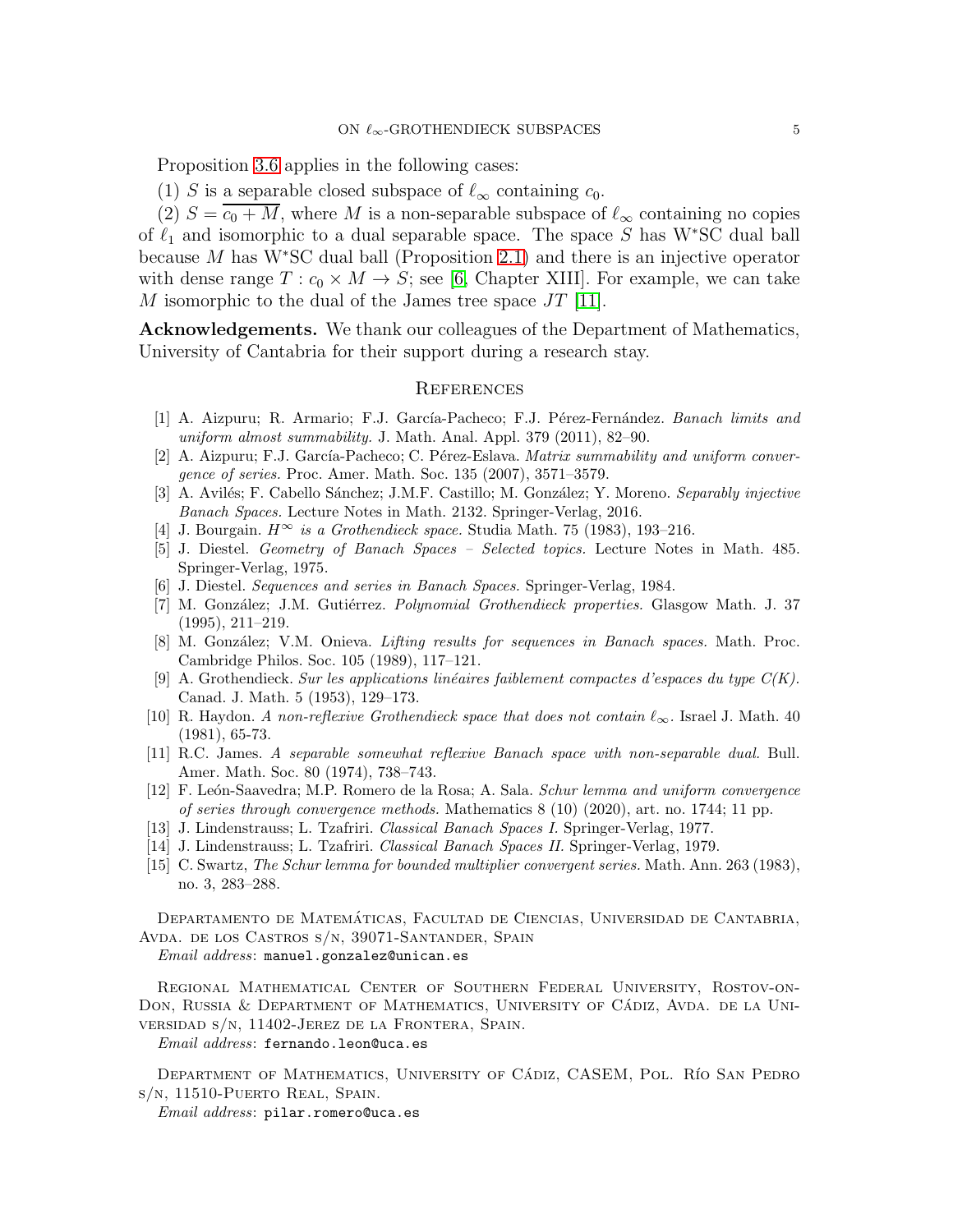Proposition 3.6 applies in the following cases:

(1) $S$ is a separable closed subspace of $\ell_\infty$ containing $c_0$.

(2) $S = \overline{c_0 + M}$, where $M$ is a non-separable subspace of $\ell_\infty$ containing no copies of $\ell_1$ and isomorphic to a dual separable space. The space $S$ has W*SC dual ball because $M$ has W*SC dual ball (Proposition 2.1) and there is an injective operator with dense range $T : c_0 \times M \to S$; see [6, Chapter XIII]. For example, we can take $M$ isomorphic to the dual of the James tree space $JT$ [11].

**Acknowledgements.** We thank our colleagues of the Department of Mathematics, University of Cantabria for their support during a research stay.

## References

[1] A. Aizpuru; R. Armario; F.J. García-Pacheco; F.J. Pérez-Fernández. *Banach limits and uniform almost summability.* J. Math. Anal. Appl. 379 (2011), 82–90.

[2] A. Aizpuru; F.J. García-Pacheco; C. Pérez-Eslava. *Matrix summability and uniform convergence of series.* Proc. Amer. Math. Soc. 135 (2007), 3571–3579.

[3] A. Avilés; F. Cabello Sánchez; J.M.F. Castillo; M. González; Y. Moreno. *Separably injective Banach Spaces.* Lecture Notes in Math. 2132. Springer-Verlag, 2016.

[4] J. Bourgain. *$H^\infty$ is a Grothendieck space.* Studia Math. 75 (1983), 193–216.

[5] J. Diestel. *Geometry of Banach Spaces – Selected topics.* Lecture Notes in Math. 485. Springer-Verlag, 1975.

[6] J. Diestel. *Sequences and series in Banach Spaces.* Springer-Verlag, 1984.

[7] M. González; J.M. Gutiérrez. *Polynomial Grothendieck properties.* Glasgow Math. J. 37 (1995), 211–219.

[8] M. González; V.M. Onieva. *Lifting results for sequences in Banach spaces.* Math. Proc. Cambridge Philos. Soc. 105 (1989), 117–121.

[9] A. Grothendieck. *Sur les applications linéaires faiblement compactes d'espaces du type C(K).* Canad. J. Math. 5 (1953), 129–173.

[10] R. Haydon. *A non-reflexive Grothendieck space that does not contain $\ell_\infty$.* Israel J. Math. 40 (1981), 65-73.

[11] R.C. James. *A separable somewhat reflexive Banach space with non-separable dual.* Bull. Amer. Math. Soc. 80 (1974), 738–743.

[12] F. León-Saavedra; M.P. Romero de la Rosa; A. Sala. *Schur lemma and uniform convergence of series through convergence methods.* Mathematics 8 (10) (2020), art. no. 1744; 11 pp.

[13] J. Lindenstrauss; L. Tzafriri. *Classical Banach Spaces I.* Springer-Verlag, 1977.

[14] J. Lindenstrauss; L. Tzafriri. *Classical Banach Spaces II.* Springer-Verlag, 1979.

[15] C. Swartz, *The Schur lemma for bounded multiplier convergent series.* Math. Ann. 263 (1983), no. 3, 283–288.

Departamento de Matemáticas, Facultad de Ciencias, Universidad de Cantabria, Avda. de los Castros s/n, 39071-Santander, Spain

*Email address*: manuel.gonzalez@unican.es

Regional Mathematical Center of Southern Federal University, Rostov-on-Don, Russia & Department of Mathematics, University of Cádiz, Avda. de la Universidad s/n, 11402-Jerez de la Frontera, Spain.

*Email address*: fernando.leon@uca.es

Department of Mathematics, University of Cádiz, CASEM, Pol. Río San Pedro s/n, 11510-Puerto Real, Spain.

*Email address*: pilar.romero@uca.es